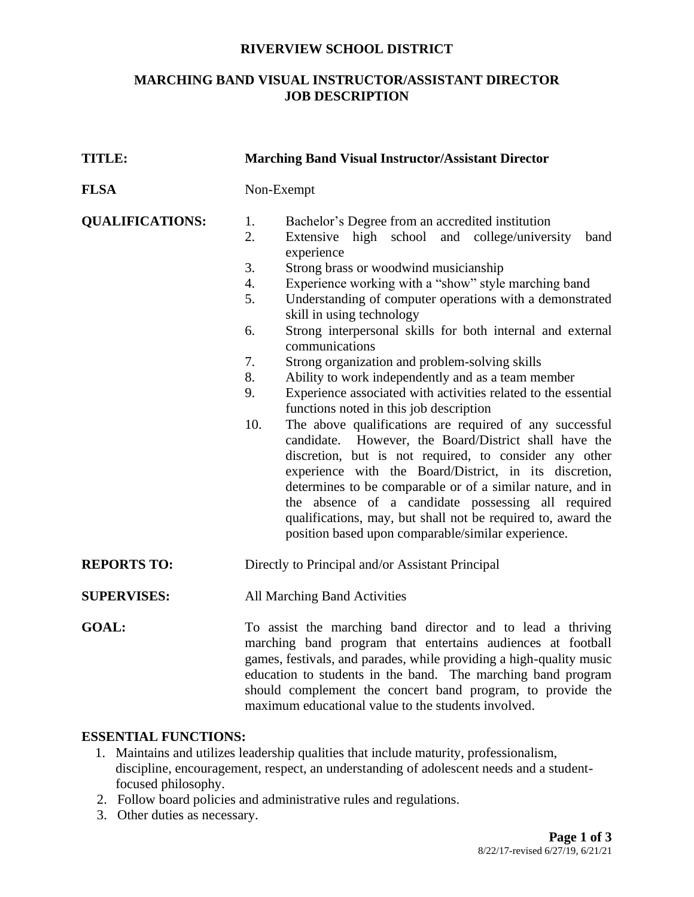# RIVERVIEW SCHOOL DISTRICT

## MARCHING BAND VISUAL INSTRUCTOR/ASSISTANT DIRECTOR JOB DESCRIPTION

**TITLE:** **Marching Band Visual Instructor/Assistant Director**

**FLSA** Non-Exempt

**QUALIFICATIONS:**

1. Bachelor's Degree from an accredited institution
2. Extensive high school and college/university band experience
3. Strong brass or woodwind musicianship
4. Experience working with a "show" style marching band
5. Understanding of computer operations with a demonstrated skill in using technology
6. Strong interpersonal skills for both internal and external communications
7. Strong organization and problem-solving skills
8. Ability to work independently and as a team member
9. Experience associated with activities related to the essential functions noted in this job description
10. The above qualifications are required of any successful candidate. However, the Board/District shall have the discretion, but is not required, to consider any other experience with the Board/District, in its discretion, determines to be comparable or of a similar nature, and in the absence of a candidate possessing all required qualifications, may, but shall not be required to, award the position based upon comparable/similar experience.

**REPORTS TO:** Directly to Principal and/or Assistant Principal

**SUPERVISES:** All Marching Band Activities

**GOAL:** To assist the marching band director and to lead a thriving marching band program that entertains audiences at football games, festivals, and parades, while providing a high-quality music education to students in the band. The marching band program should complement the concert band program, to provide the maximum educational value to the students involved.

**ESSENTIAL FUNCTIONS:**

1. Maintains and utilizes leadership qualities that include maturity, professionalism, discipline, encouragement, respect, an understanding of adolescent needs and a student-focused philosophy.
2. Follow board policies and administrative rules and regulations.
3. Other duties as necessary.

8/22/17-revised 6/27/19, 6/21/21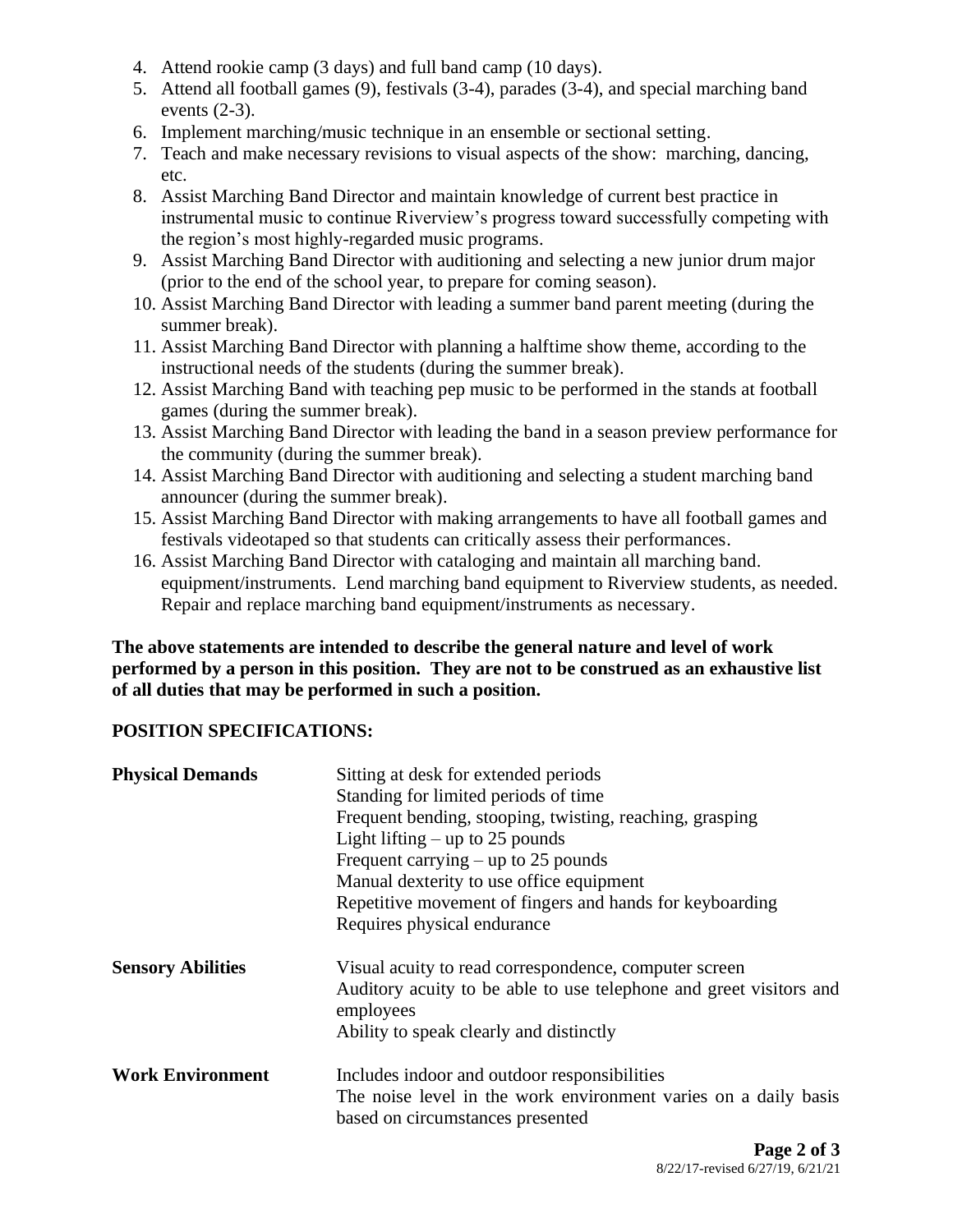4. Attend rookie camp (3 days) and full band camp (10 days).
5. Attend all football games (9), festivals (3-4), parades (3-4), and special marching band events (2-3).
6. Implement marching/music technique in an ensemble or sectional setting.
7. Teach and make necessary revisions to visual aspects of the show: marching, dancing, etc.
8. Assist Marching Band Director and maintain knowledge of current best practice in instrumental music to continue Riverview's progress toward successfully competing with the region's most highly-regarded music programs.
9. Assist Marching Band Director with auditioning and selecting a new junior drum major (prior to the end of the school year, to prepare for coming season).
10. Assist Marching Band Director with leading a summer band parent meeting (during the summer break).
11. Assist Marching Band Director with planning a halftime show theme, according to the instructional needs of the students (during the summer break).
12. Assist Marching Band with teaching pep music to be performed in the stands at football games (during the summer break).
13. Assist Marching Band Director with leading the band in a season preview performance for the community (during the summer break).
14. Assist Marching Band Director with auditioning and selecting a student marching band announcer (during the summer break).
15. Assist Marching Band Director with making arrangements to have all football games and festivals videotaped so that students can critically assess their performances.
16. Assist Marching Band Director with cataloging and maintain all marching band. equipment/instruments. Lend marching band equipment to Riverview students, as needed. Repair and replace marching band equipment/instruments as necessary.

**The above statements are intended to describe the general nature and level of work performed by a person in this position. They are not to be construed as an exhaustive list of all duties that may be performed in such a position.**

**POSITION SPECIFICATIONS:**

**Physical Demands**

Sitting at desk for extended periods
Standing for limited periods of time
Frequent bending, stooping, twisting, reaching, grasping
Light lifting – up to 25 pounds
Frequent carrying – up to 25 pounds
Manual dexterity to use office equipment
Repetitive movement of fingers and hands for keyboarding
Requires physical endurance

**Sensory Abilities**

Visual acuity to read correspondence, computer screen
Auditory acuity to be able to use telephone and greet visitors and employees
Ability to speak clearly and distinctly

**Work Environment**

Includes indoor and outdoor responsibilities
The noise level in the work environment varies on a daily basis based on circumstances presented

8/22/17-revised 6/27/19, 6/21/21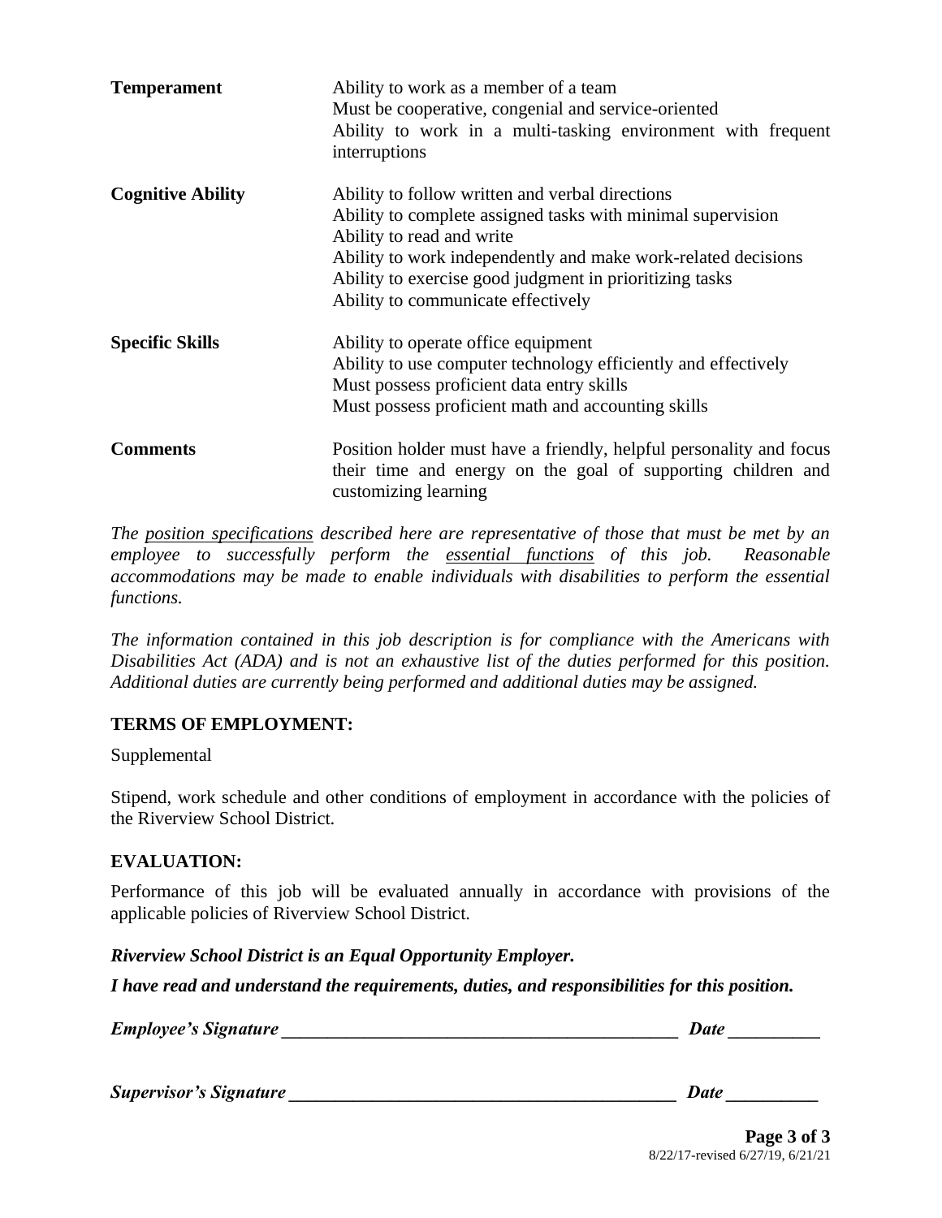| | |
|---|---|
| **Temperament** | Ability to work as a member of a team<br>Must be cooperative, congenial and service-oriented<br>Ability to work in a multi-tasking environment with frequent interruptions |
| **Cognitive Ability** | Ability to follow written and verbal directions<br>Ability to complete assigned tasks with minimal supervision<br>Ability to read and write<br>Ability to work independently and make work-related decisions<br>Ability to exercise good judgment in prioritizing tasks<br>Ability to communicate effectively |
| **Specific Skills** | Ability to operate office equipment<br>Ability to use computer technology efficiently and effectively<br>Must possess proficient data entry skills<br>Must possess proficient math and accounting skills |
| **Comments** | Position holder must have a friendly, helpful personality and focus their time and energy on the goal of supporting children and customizing learning |

*The position specifications described here are representative of those that must be met by an employee to successfully perform the essential functions of this job. Reasonable accommodations may be made to enable individuals with disabilities to perform the essential functions.*

*The information contained in this job description is for compliance with the Americans with Disabilities Act (ADA) and is not an exhaustive list of the duties performed for this position. Additional duties are currently being performed and additional duties may be assigned.*

## TERMS OF EMPLOYMENT:

Supplemental

Stipend, work schedule and other conditions of employment in accordance with the policies of the Riverview School District.

## EVALUATION:

Performance of this job will be evaluated annually in accordance with provisions of the applicable policies of Riverview School District.

***Riverview School District is an Equal Opportunity Employer.***

***I have read and understand the requirements, duties, and responsibilities for this position.***

***Employee's Signature*** ____________________________________________ ***Date*** __________

***Supervisor's Signature*** ___________________________________________ ***Date*** __________

8/22/17-revised 6/27/19, 6/21/21